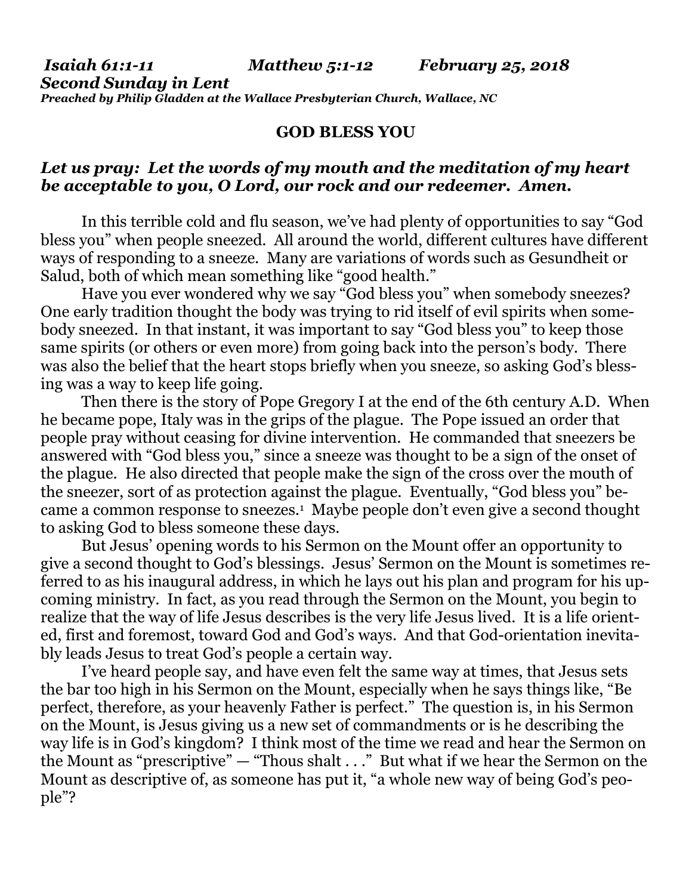***Isaiah 61:1-11 Matthew 5:1-12 February 25, 2018***
***Second Sunday in Lent***
***Preached by Philip Gladden at the Wallace Presbyterian Church, Wallace, NC***

## GOD BLESS YOU

***Let us pray: Let the words of my mouth and the meditation of my heart be acceptable to you, O Lord, our rock and our redeemer. Amen.***

In this terrible cold and flu season, we've had plenty of opportunities to say "God bless you" when people sneezed. All around the world, different cultures have different ways of responding to a sneeze. Many are variations of words such as Gesundheit or Salud, both of which mean something like "good health."

Have you ever wondered why we say "God bless you" when somebody sneezes? One early tradition thought the body was trying to rid itself of evil spirits when somebody sneezed. In that instant, it was important to say "God bless you" to keep those same spirits (or others or even more) from going back into the person's body. There was also the belief that the heart stops briefly when you sneeze, so asking God's blessing was a way to keep life going.

Then there is the story of Pope Gregory I at the end of the 6th century A.D. When he became pope, Italy was in the grips of the plague. The Pope issued an order that people pray without ceasing for divine intervention. He commanded that sneezers be answered with "God bless you," since a sneeze was thought to be a sign of the onset of the plague. He also directed that people make the sign of the cross over the mouth of the sneezer, sort of as protection against the plague. Eventually, "God bless you" became a common response to sneezes.[1] Maybe people don't even give a second thought to asking God to bless someone these days.

But Jesus' opening words to his Sermon on the Mount offer an opportunity to give a second thought to God's blessings. Jesus' Sermon on the Mount is sometimes referred to as his inaugural address, in which he lays out his plan and program for his upcoming ministry. In fact, as you read through the Sermon on the Mount, you begin to realize that the way of life Jesus describes is the very life Jesus lived. It is a life oriented, first and foremost, toward God and God's ways. And that God-orientation inevitably leads Jesus to treat God's people a certain way.

I've heard people say, and have even felt the same way at times, that Jesus sets the bar too high in his Sermon on the Mount, especially when he says things like, "Be perfect, therefore, as your heavenly Father is perfect." The question is, in his Sermon on the Mount, is Jesus giving us a new set of commandments or is he describing the way life is in God's kingdom? I think most of the time we read and hear the Sermon on the Mount as "prescriptive" — "Thous shalt . . ." But what if we hear the Sermon on the Mount as descriptive of, as someone has put it, "a whole new way of being God's people"?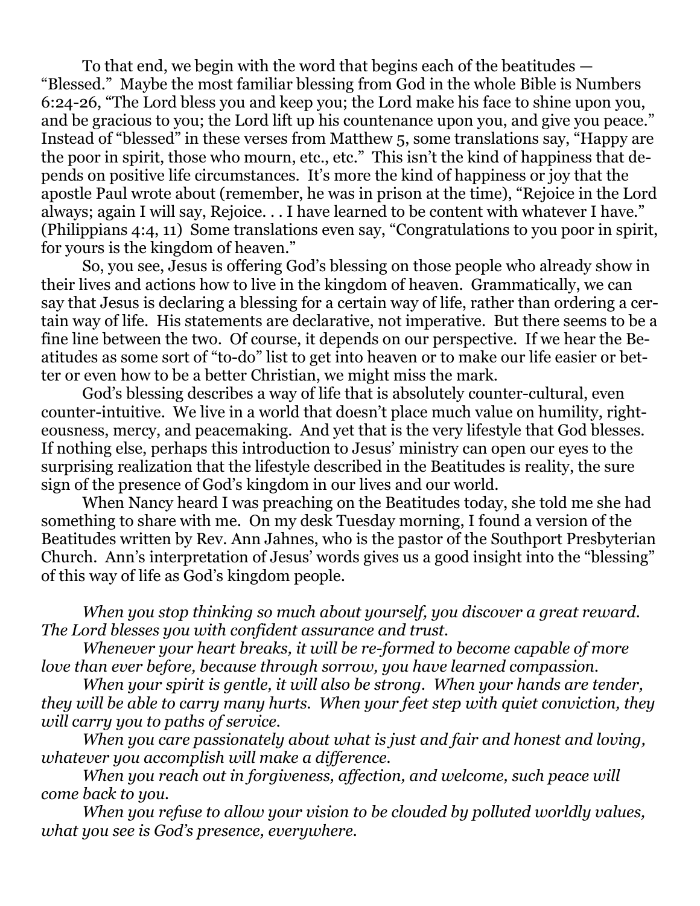To that end, we begin with the word that begins each of the beatitudes — "Blessed." Maybe the most familiar blessing from God in the whole Bible is Numbers 6:24-26, "The Lord bless you and keep you; the Lord make his face to shine upon you, and be gracious to you; the Lord lift up his countenance upon you, and give you peace." Instead of "blessed" in these verses from Matthew 5, some translations say, "Happy are the poor in spirit, those who mourn, etc., etc." This isn't the kind of happiness that depends on positive life circumstances. It's more the kind of happiness or joy that the apostle Paul wrote about (remember, he was in prison at the time), "Rejoice in the Lord always; again I will say, Rejoice. . . I have learned to be content with whatever I have." (Philippians 4:4, 11) Some translations even say, "Congratulations to you poor in spirit, for yours is the kingdom of heaven."

So, you see, Jesus is offering God's blessing on those people who already show in their lives and actions how to live in the kingdom of heaven. Grammatically, we can say that Jesus is declaring a blessing for a certain way of life, rather than ordering a certain way of life. His statements are declarative, not imperative. But there seems to be a fine line between the two. Of course, it depends on our perspective. If we hear the Beatitudes as some sort of "to-do" list to get into heaven or to make our life easier or better or even how to be a better Christian, we might miss the mark.

God's blessing describes a way of life that is absolutely counter-cultural, even counter-intuitive. We live in a world that doesn't place much value on humility, righteousness, mercy, and peacemaking. And yet that is the very lifestyle that God blesses. If nothing else, perhaps this introduction to Jesus' ministry can open our eyes to the surprising realization that the lifestyle described in the Beatitudes is reality, the sure sign of the presence of God's kingdom in our lives and our world.

When Nancy heard I was preaching on the Beatitudes today, she told me she had something to share with me. On my desk Tuesday morning, I found a version of the Beatitudes written by Rev. Ann Jahnes, who is the pastor of the Southport Presbyterian Church. Ann's interpretation of Jesus' words gives us a good insight into the "blessing" of this way of life as God's kingdom people.

*When you stop thinking so much about yourself, you discover a great reward. The Lord blesses you with confident assurance and trust.*

*Whenever your heart breaks, it will be re-formed to become capable of more love than ever before, because through sorrow, you have learned compassion.*

*When your spirit is gentle, it will also be strong. When your hands are tender, they will be able to carry many hurts. When your feet step with quiet conviction, they will carry you to paths of service.*

*When you care passionately about what is just and fair and honest and loving, whatever you accomplish will make a difference.*

*When you reach out in forgiveness, affection, and welcome, such peace will come back to you.*

*When you refuse to allow your vision to be clouded by polluted worldly values, what you see is God's presence, everywhere.*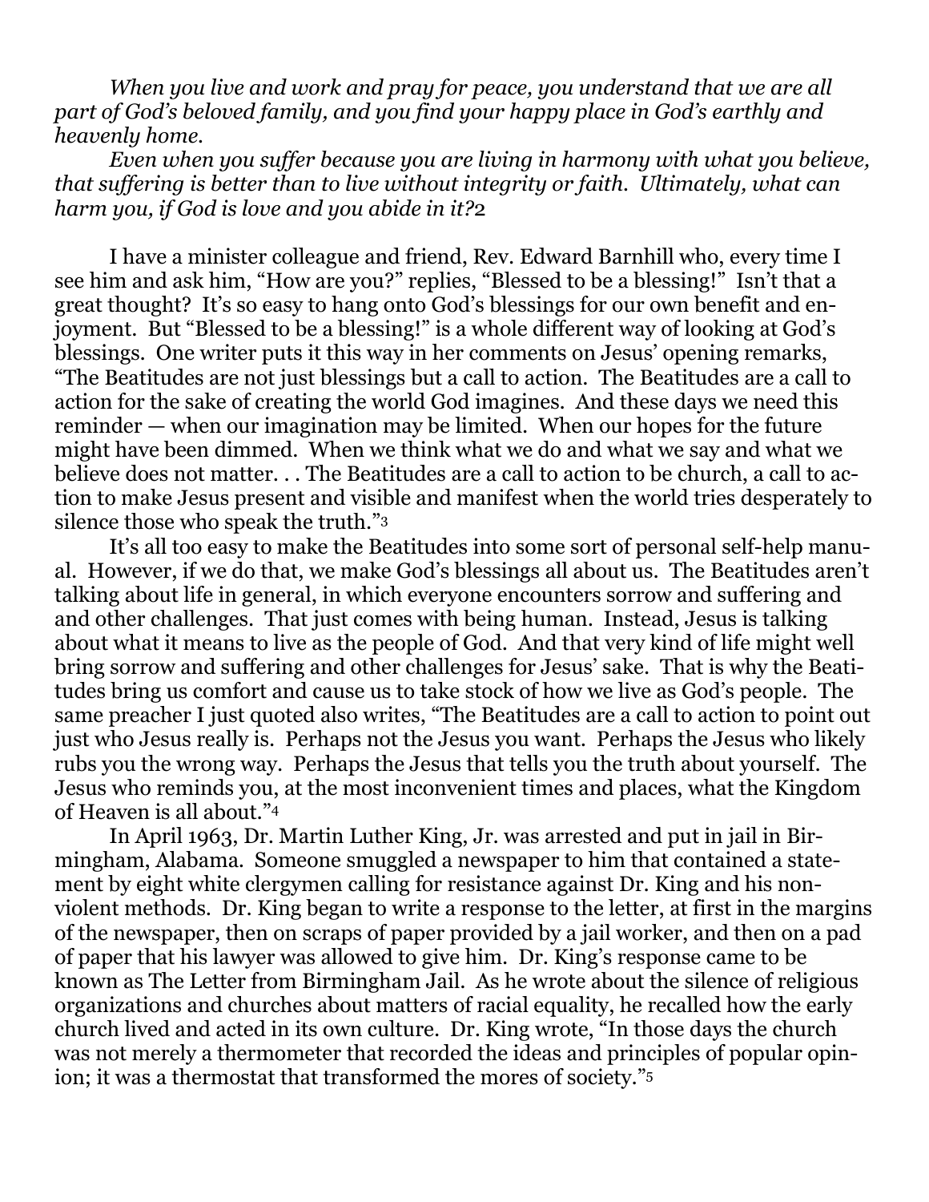*When you live and work and pray for peace, you understand that we are all part of God's beloved family, and you find your happy place in God's earthly and heavenly home.*

*Even when you suffer because you are living in harmony with what you believe, that suffering is better than to live without integrity or faith. Ultimately, what can harm you, if God is love and you abide in it?*[2]

I have a minister colleague and friend, Rev. Edward Barnhill who, every time I see him and ask him, "How are you?" replies, "Blessed to be a blessing!" Isn't that a great thought? It's so easy to hang onto God's blessings for our own benefit and enjoyment. But "Blessed to be a blessing!" is a whole different way of looking at God's blessings. One writer puts it this way in her comments on Jesus' opening remarks, "The Beatitudes are not just blessings but a call to action. The Beatitudes are a call to action for the sake of creating the world God imagines. And these days we need this reminder — when our imagination may be limited. When our hopes for the future might have been dimmed. When we think what we do and what we say and what we believe does not matter. . . The Beatitudes are a call to action to be church, a call to action to make Jesus present and visible and manifest when the world tries desperately to silence those who speak the truth."[3]

It's all too easy to make the Beatitudes into some sort of personal self-help manual. However, if we do that, we make God's blessings all about us. The Beatitudes aren't talking about life in general, in which everyone encounters sorrow and suffering and and other challenges. That just comes with being human. Instead, Jesus is talking about what it means to live as the people of God. And that very kind of life might well bring sorrow and suffering and other challenges for Jesus' sake. That is why the Beatitudes bring us comfort and cause us to take stock of how we live as God's people. The same preacher I just quoted also writes, "The Beatitudes are a call to action to point out just who Jesus really is. Perhaps not the Jesus you want. Perhaps the Jesus who likely rubs you the wrong way. Perhaps the Jesus that tells you the truth about yourself. The Jesus who reminds you, at the most inconvenient times and places, what the Kingdom of Heaven is all about."[4]

In April 1963, Dr. Martin Luther King, Jr. was arrested and put in jail in Birmingham, Alabama. Someone smuggled a newspaper to him that contained a statement by eight white clergymen calling for resistance against Dr. King and his nonviolent methods. Dr. King began to write a response to the letter, at first in the margins of the newspaper, then on scraps of paper provided by a jail worker, and then on a pad of paper that his lawyer was allowed to give him. Dr. King's response came to be known as The Letter from Birmingham Jail. As he wrote about the silence of religious organizations and churches about matters of racial equality, he recalled how the early church lived and acted in its own culture. Dr. King wrote, "In those days the church was not merely a thermometer that recorded the ideas and principles of popular opinion; it was a thermostat that transformed the mores of society."[5]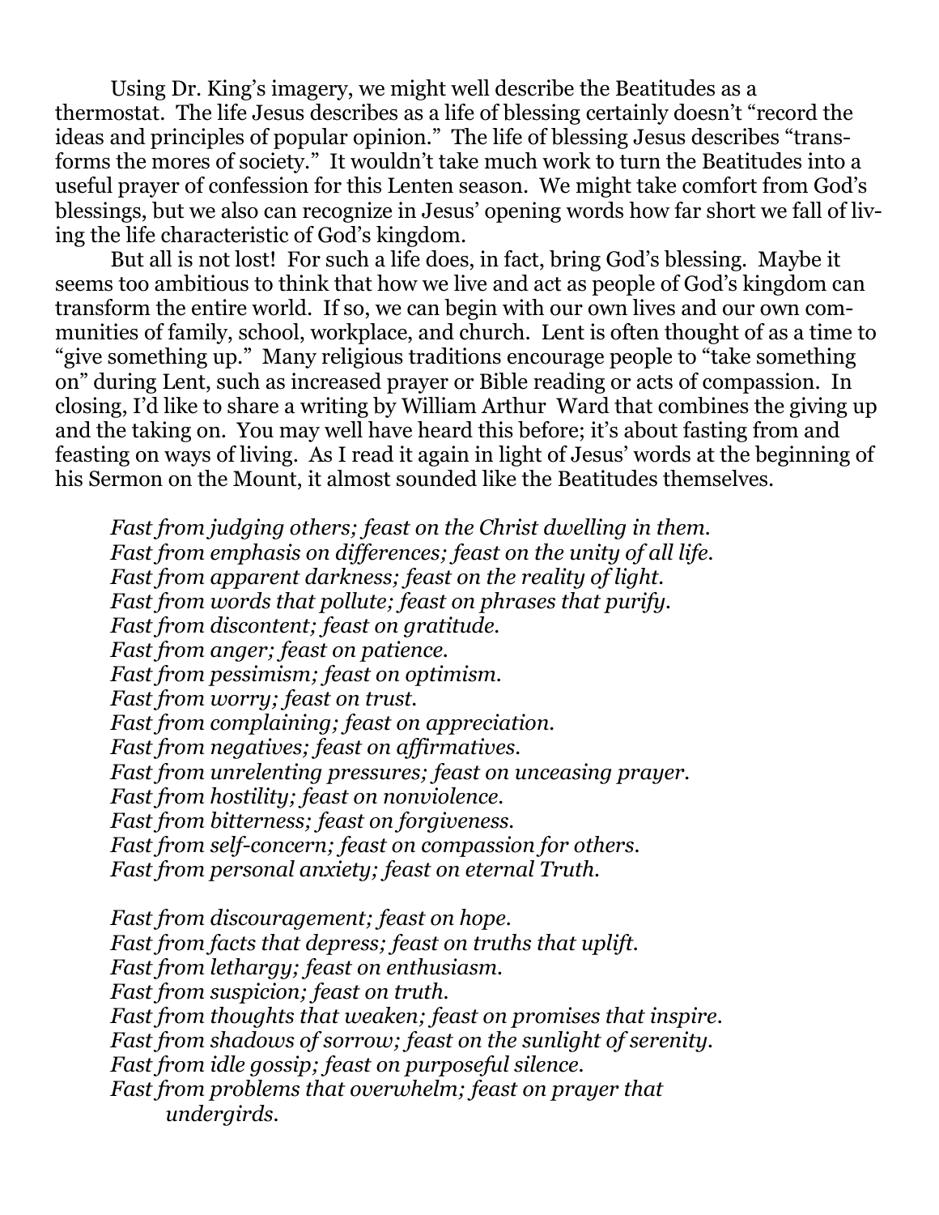Using Dr. King's imagery, we might well describe the Beatitudes as a thermostat. The life Jesus describes as a life of blessing certainly doesn't "record the ideas and principles of popular opinion." The life of blessing Jesus describes "transforms the mores of society." It wouldn't take much work to turn the Beatitudes into a useful prayer of confession for this Lenten season. We might take comfort from God's blessings, but we also can recognize in Jesus' opening words how far short we fall of living the life characteristic of God's kingdom.

But all is not lost! For such a life does, in fact, bring God's blessing. Maybe it seems too ambitious to think that how we live and act as people of God's kingdom can transform the entire world. If so, we can begin with our own lives and our own communities of family, school, workplace, and church. Lent is often thought of as a time to "give something up." Many religious traditions encourage people to "take something on" during Lent, such as increased prayer or Bible reading or acts of compassion. In closing, I'd like to share a writing by William Arthur Ward that combines the giving up and the taking on. You may well have heard this before; it's about fasting from and feasting on ways of living. As I read it again in light of Jesus' words at the beginning of his Sermon on the Mount, it almost sounded like the Beatitudes themselves.

*Fast from judging others; feast on the Christ dwelling in them.*
*Fast from emphasis on differences; feast on the unity of all life.*
*Fast from apparent darkness; feast on the reality of light.*
*Fast from words that pollute; feast on phrases that purify.*
*Fast from discontent; feast on gratitude.*
*Fast from anger; feast on patience.*
*Fast from pessimism; feast on optimism.*
*Fast from worry; feast on trust.*
*Fast from complaining; feast on appreciation.*
*Fast from negatives; feast on affirmatives.*
*Fast from unrelenting pressures; feast on unceasing prayer.*
*Fast from hostility; feast on nonviolence.*
*Fast from bitterness; feast on forgiveness.*
*Fast from self-concern; feast on compassion for others.*
*Fast from personal anxiety; feast on eternal Truth.*

*Fast from discouragement; feast on hope.*
*Fast from facts that depress; feast on truths that uplift.*
*Fast from lethargy; feast on enthusiasm.*
*Fast from suspicion; feast on truth.*
*Fast from thoughts that weaken; feast on promises that inspire.*
*Fast from shadows of sorrow; feast on the sunlight of serenity.*
*Fast from idle gossip; feast on purposeful silence.*
*Fast from problems that overwhelm; feast on prayer that undergirds.*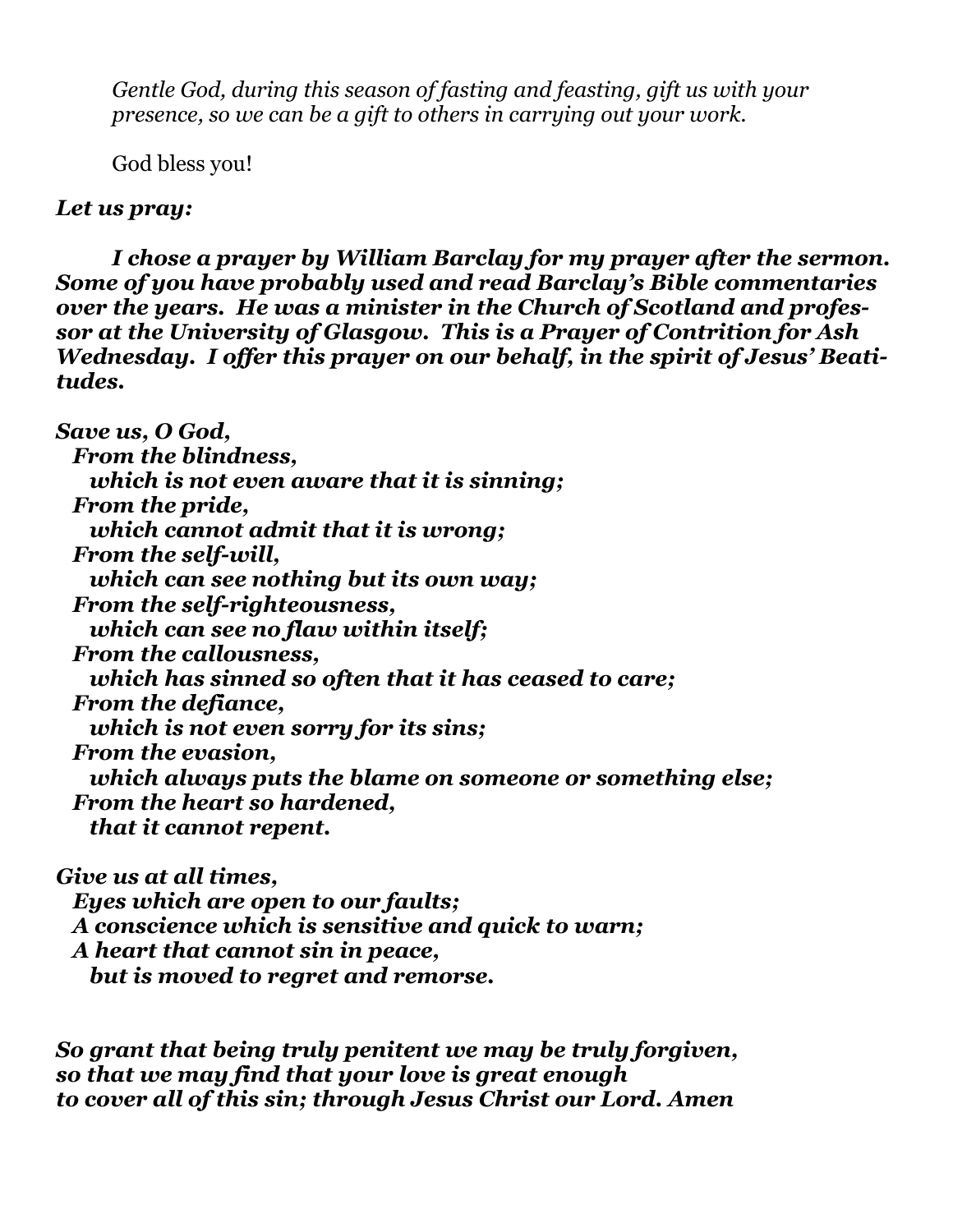*Gentle God, during this season of fasting and feasting, gift us with your presence, so we can be a gift to others in carrying out your work.*

God bless you!

***Let us pray:***

***I chose a prayer by William Barclay for my prayer after the sermon. Some of you have probably used and read Barclay's Bible commentaries over the years. He was a minister in the Church of Scotland and professor at the University of Glasgow. This is a Prayer of Contrition for Ash Wednesday. I offer this prayer on our behalf, in the spirit of Jesus' Beatitudes.***

***Save us, O God,***
***From the blindness,***
***which is not even aware that it is sinning;***
***From the pride,***
***which cannot admit that it is wrong;***
***From the self-will,***
***which can see nothing but its own way;***
***From the self-righteousness,***
***which can see no flaw within itself;***
***From the callousness,***
***which has sinned so often that it has ceased to care;***
***From the defiance,***
***which is not even sorry for its sins;***
***From the evasion,***
***which always puts the blame on someone or something else;***
***From the heart so hardened,***
***that it cannot repent.***

***Give us at all times,***
***Eyes which are open to our faults;***
***A conscience which is sensitive and quick to warn;***
***A heart that cannot sin in peace,***
***but is moved to regret and remorse.***

***So grant that being truly penitent we may be truly forgiven,***
***so that we may find that your love is great enough***
***to cover all of this sin; through Jesus Christ our Lord. Amen***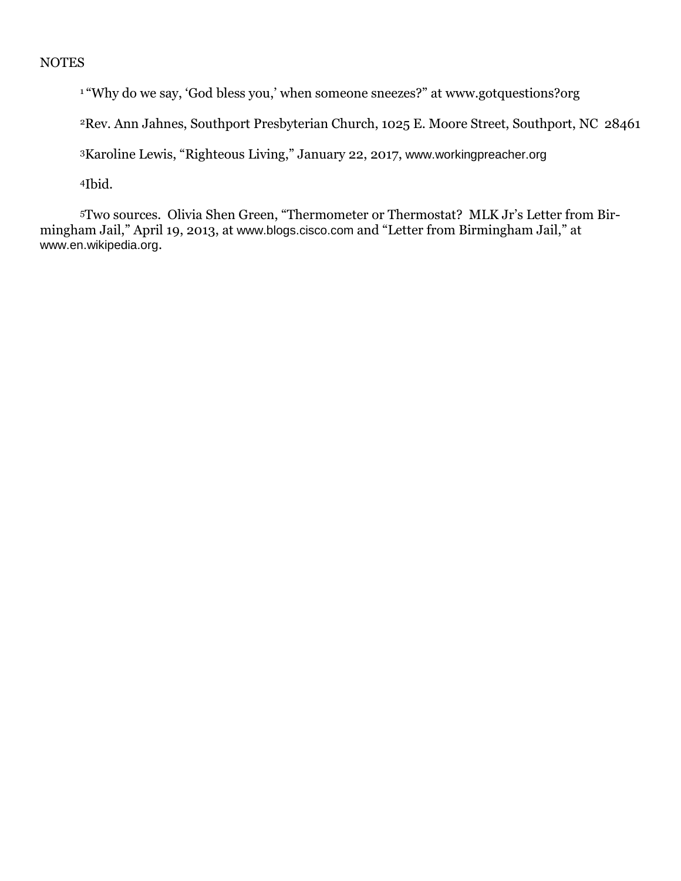NOTES

[1] "Why do we say, 'God bless you,' when someone sneezes?" at www.gotquestions?org

[2]Rev. Ann Jahnes, Southport Presbyterian Church, 1025 E. Moore Street, Southport, NC 28461

[3]Karoline Lewis, "Righteous Living," January 22, 2017, www.workingpreacher.org

[4]Ibid.

[5]Two sources. Olivia Shen Green, "Thermometer or Thermostat? MLK Jr's Letter from Birmingham Jail," April 19, 2013, at www.blogs.cisco.com and "Letter from Birmingham Jail," at www.en.wikipedia.org.